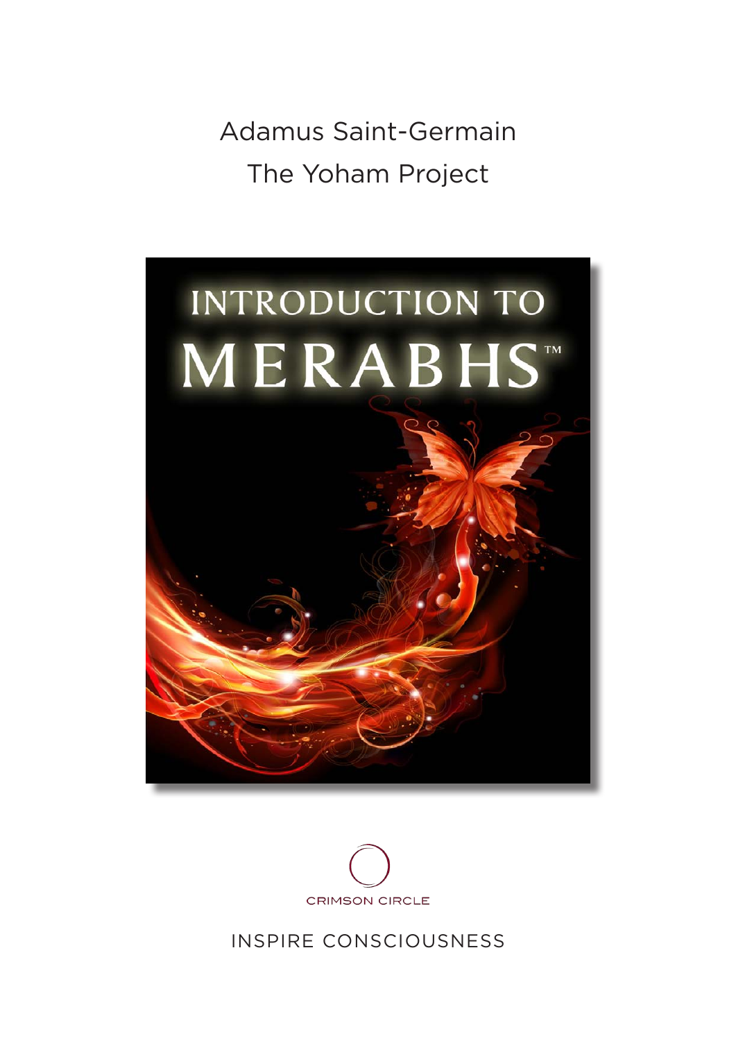Adamus Saint-Germain

The Yoham Project

# INTRODUCTION TO MERABHS™

CRIMSON CIRCLE

INSPIRE CONSCIOUSNESS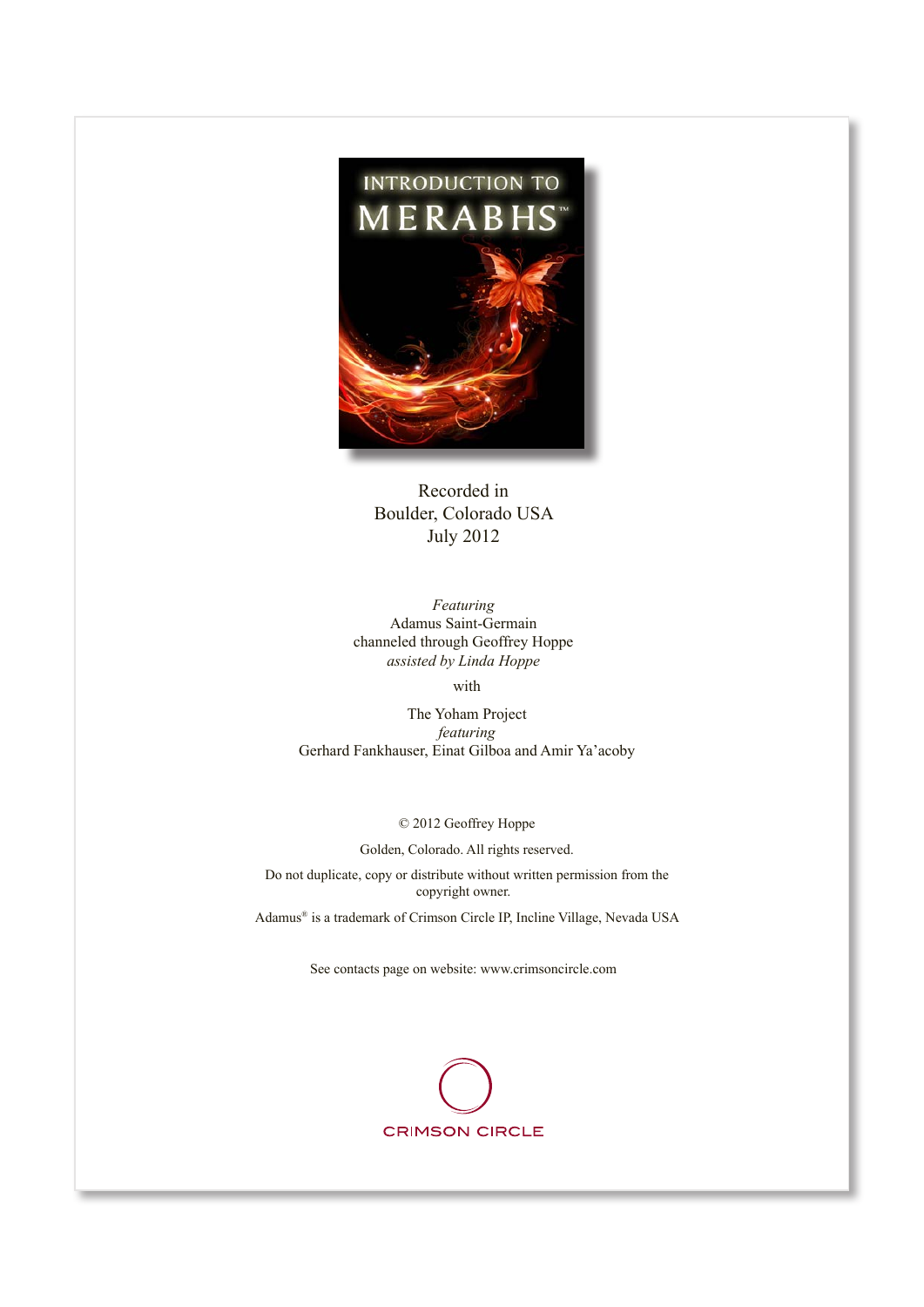# INTRODUCTION TO MERABHS™

Recorded in
Boulder, Colorado USA
July 2012

*Featuring*
Adamus Saint-Germain
channeled through Geoffrey Hoppe
*assisted by Linda Hoppe*

with

The Yoham Project
*featuring*
Gerhard Fankhauser, Einat Gilboa and Amir Ya'acoby

© 2012 Geoffrey Hoppe

Golden, Colorado. All rights reserved.

Do not duplicate, copy or distribute without written permission from the copyright owner.

Adamus® is a trademark of Crimson Circle IP, Incline Village, Nevada USA

See contacts page on website: www.crimsoncircle.com

CRIMSON CIRCLE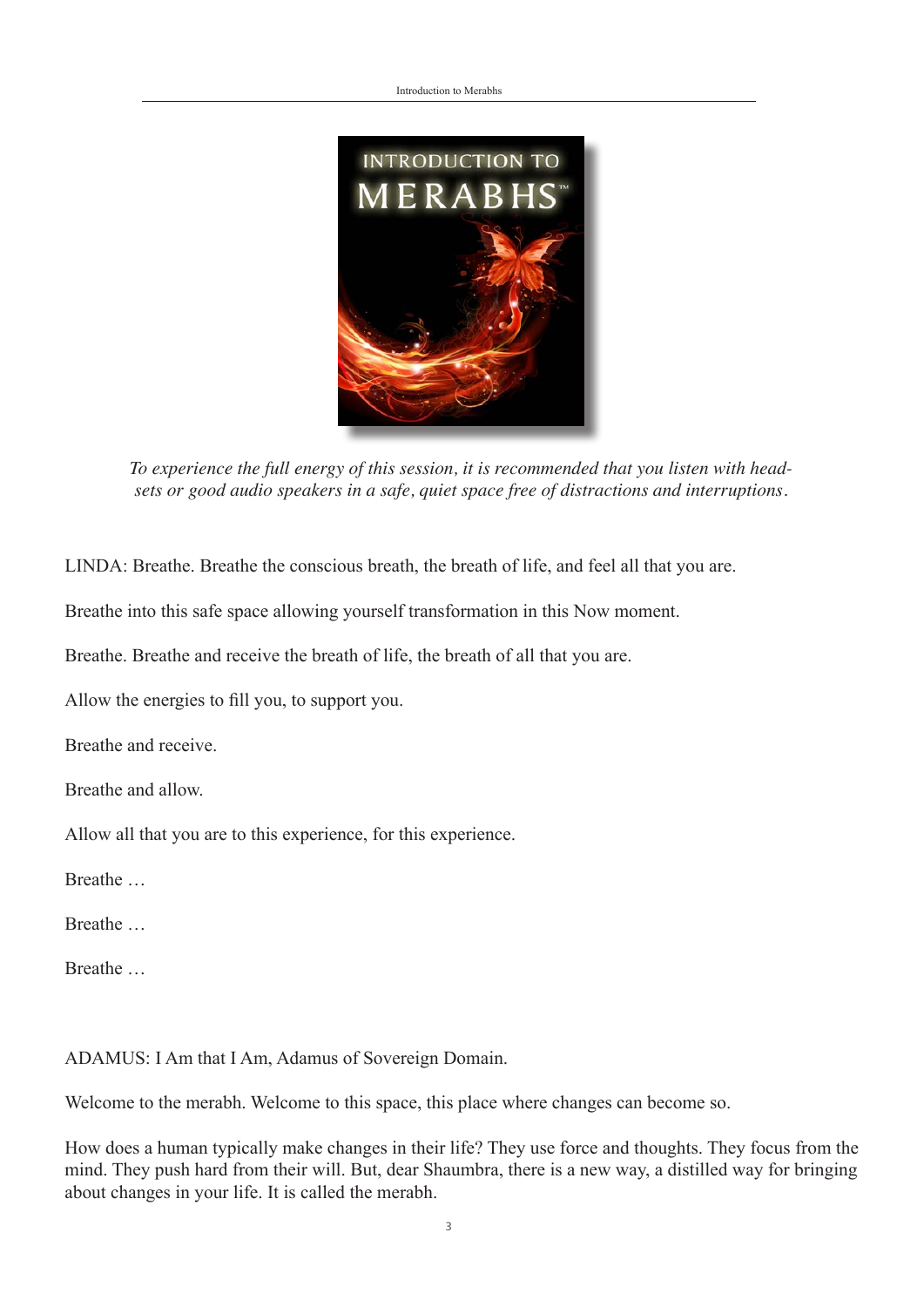*To experience the full energy of this session, it is recommended that you listen with headsets or good audio speakers in a safe, quiet space free of distractions and interruptions.*

LINDA: Breathe. Breathe the conscious breath, the breath of life, and feel all that you are.

Breathe into this safe space allowing yourself transformation in this Now moment.

Breathe. Breathe and receive the breath of life, the breath of all that you are.

Allow the energies to fill you, to support you.

Breathe and receive.

Breathe and allow.

Allow all that you are to this experience, for this experience.

Breathe …

Breathe …

Breathe …

ADAMUS: I Am that I Am, Adamus of Sovereign Domain.

Welcome to the merabh. Welcome to this space, this place where changes can become so.

How does a human typically make changes in their life? They use force and thoughts. They focus from the mind. They push hard from their will. But, dear Shaumbra, there is a new way, a distilled way for bringing about changes in your life. It is called the merabh.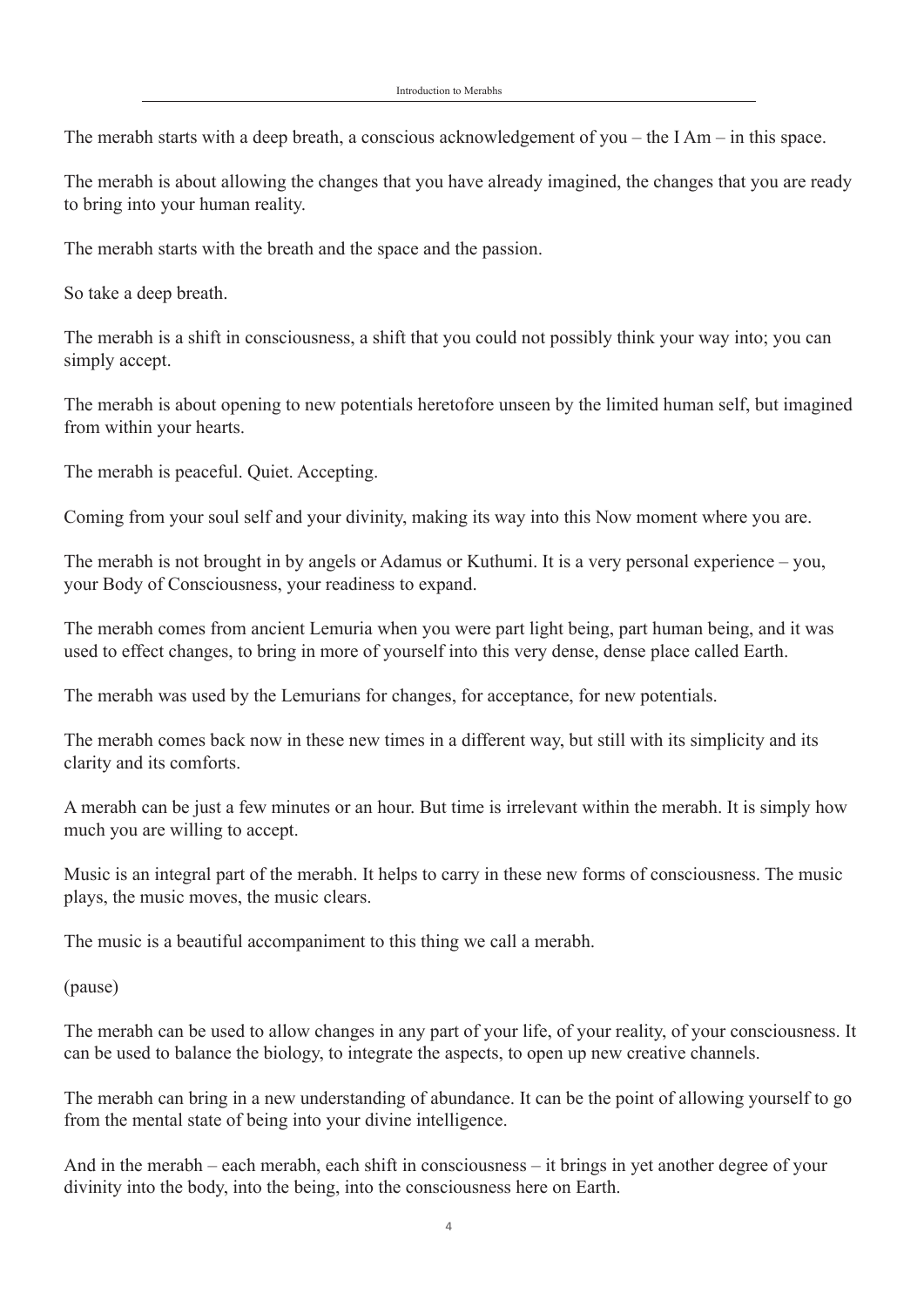The merabh starts with a deep breath, a conscious acknowledgement of you – the I Am – in this space.

The merabh is about allowing the changes that you have already imagined, the changes that you are ready to bring into your human reality.

The merabh starts with the breath and the space and the passion.

So take a deep breath.

The merabh is a shift in consciousness, a shift that you could not possibly think your way into; you can simply accept.

The merabh is about opening to new potentials heretofore unseen by the limited human self, but imagined from within your hearts.

The merabh is peaceful. Quiet. Accepting.

Coming from your soul self and your divinity, making its way into this Now moment where you are.

The merabh is not brought in by angels or Adamus or Kuthumi. It is a very personal experience – you, your Body of Consciousness, your readiness to expand.

The merabh comes from ancient Lemuria when you were part light being, part human being, and it was used to effect changes, to bring in more of yourself into this very dense, dense place called Earth.

The merabh was used by the Lemurians for changes, for acceptance, for new potentials.

The merabh comes back now in these new times in a different way, but still with its simplicity and its clarity and its comforts.

A merabh can be just a few minutes or an hour. But time is irrelevant within the merabh. It is simply how much you are willing to accept.

Music is an integral part of the merabh. It helps to carry in these new forms of consciousness. The music plays, the music moves, the music clears.

The music is a beautiful accompaniment to this thing we call a merabh.

(pause)

The merabh can be used to allow changes in any part of your life, of your reality, of your consciousness. It can be used to balance the biology, to integrate the aspects, to open up new creative channels.

The merabh can bring in a new understanding of abundance. It can be the point of allowing yourself to go from the mental state of being into your divine intelligence.

And in the merabh – each merabh, each shift in consciousness – it brings in yet another degree of your divinity into the body, into the being, into the consciousness here on Earth.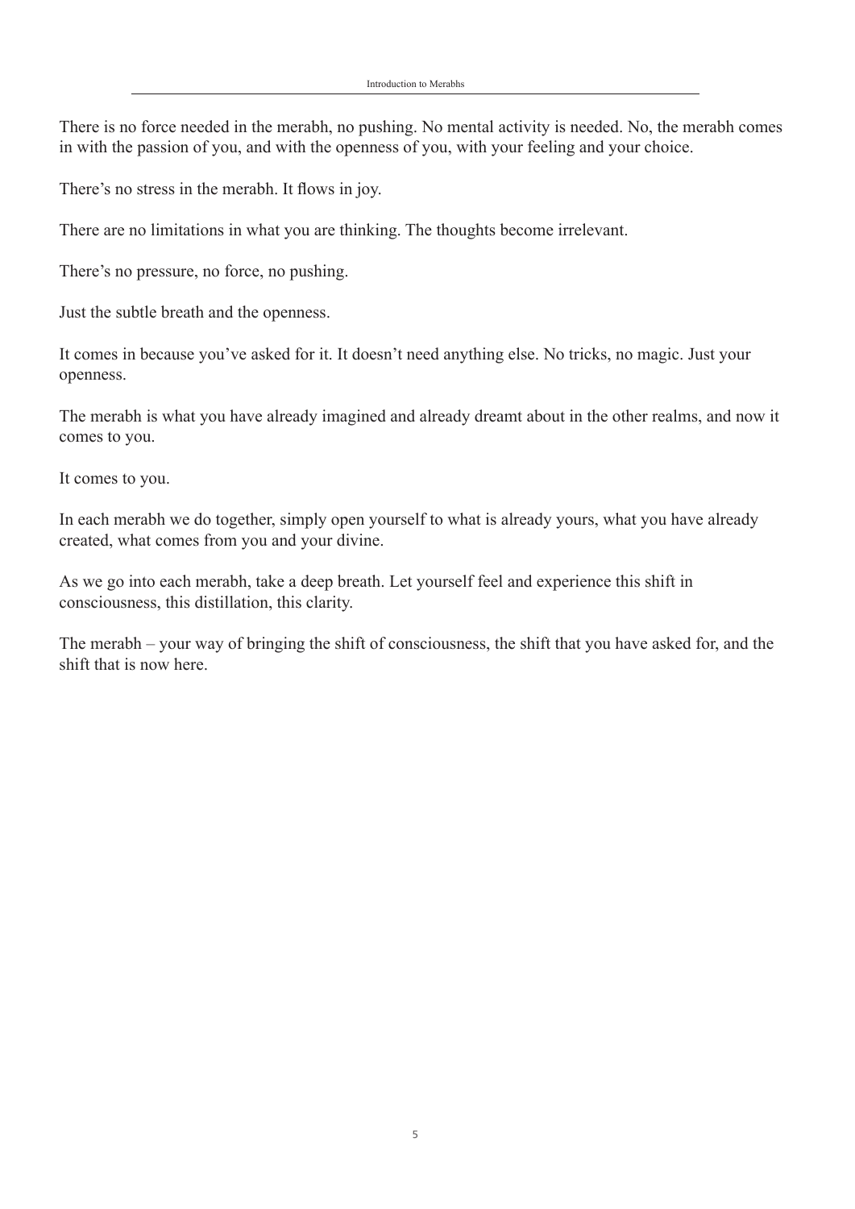There is no force needed in the merabh, no pushing. No mental activity is needed. No, the merabh comes in with the passion of you, and with the openness of you, with your feeling and your choice.

There's no stress in the merabh. It flows in joy.

There are no limitations in what you are thinking. The thoughts become irrelevant.

There's no pressure, no force, no pushing.

Just the subtle breath and the openness.

It comes in because you've asked for it. It doesn't need anything else. No tricks, no magic. Just your openness.

The merabh is what you have already imagined and already dreamt about in the other realms, and now it comes to you.

It comes to you.

In each merabh we do together, simply open yourself to what is already yours, what you have already created, what comes from you and your divine.

As we go into each merabh, take a deep breath. Let yourself feel and experience this shift in consciousness, this distillation, this clarity.

The merabh – your way of bringing the shift of consciousness, the shift that you have asked for, and the shift that is now here.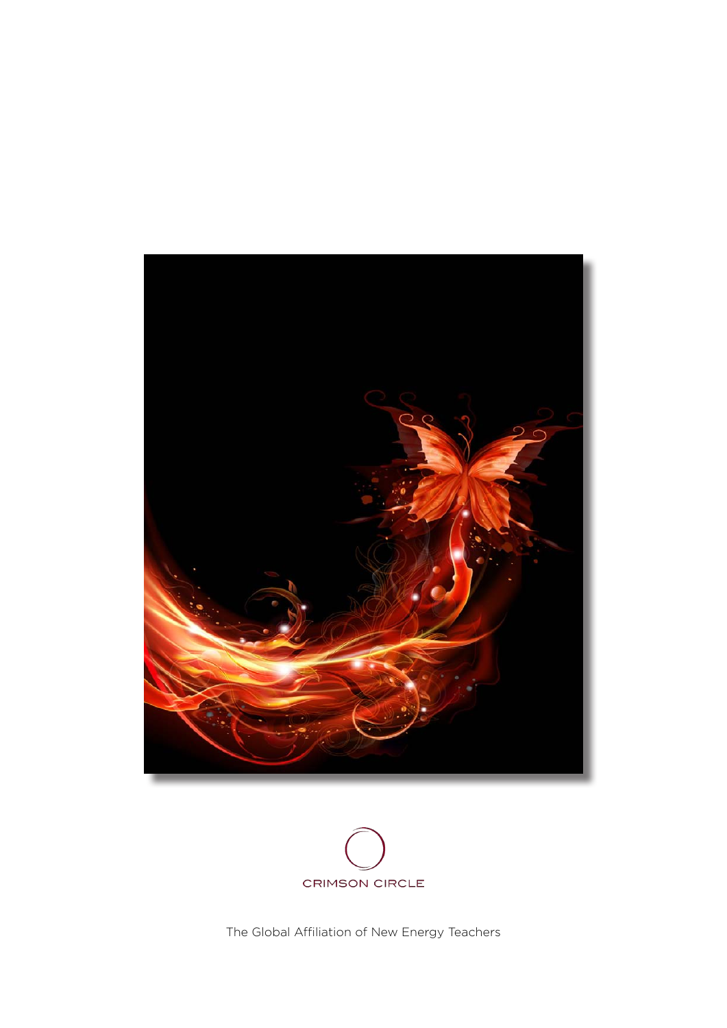CRIMSON CIRCLE

The Global Affiliation of New Energy Teachers